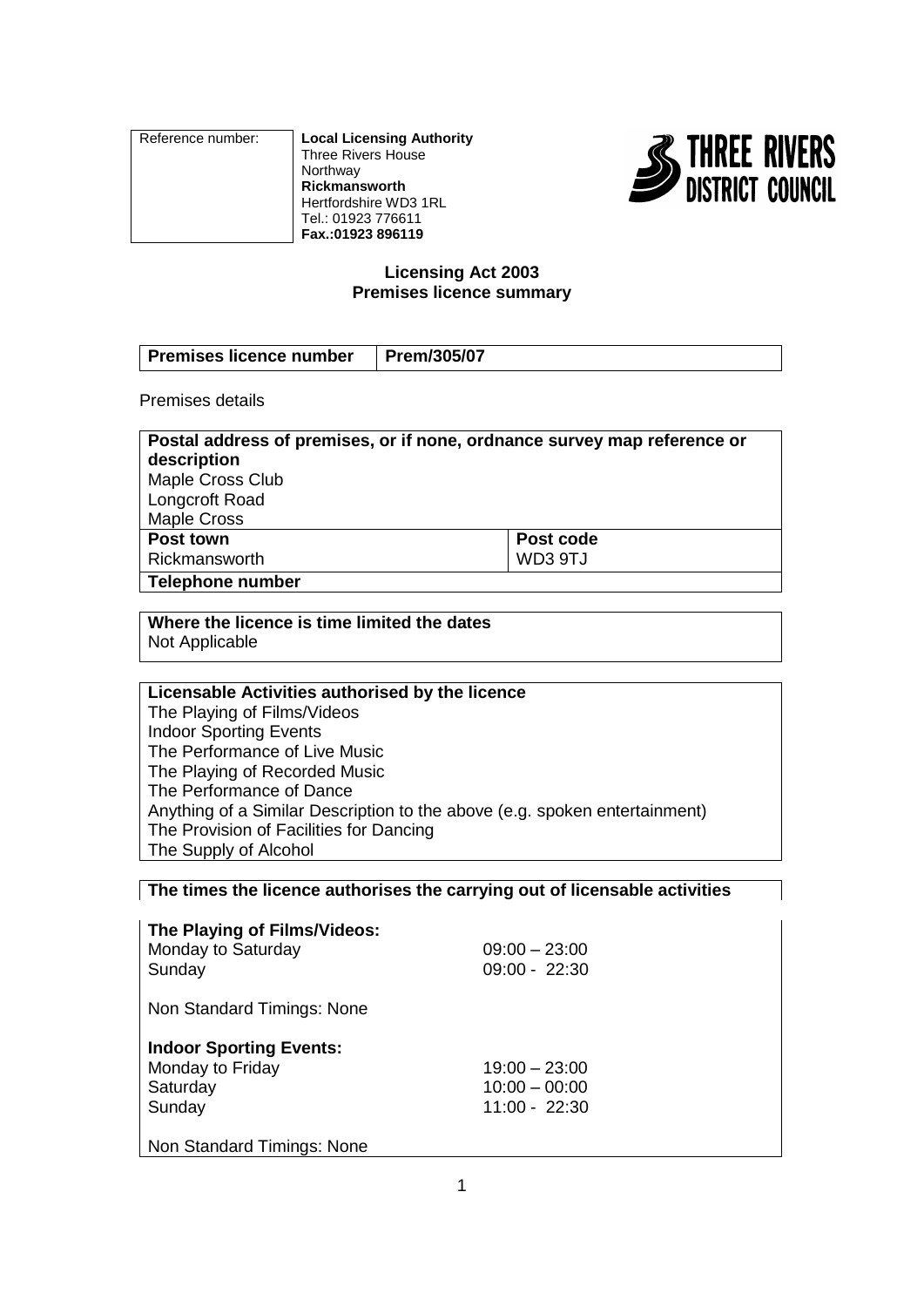| Reference number: | **Local Licensing Authority** Three Rivers House Northway **Rickmansworth** Hertfordshire WD3 1RL Tel.: 01923 776611 **Fax.:01923 896119** |
|---|---|

THREE RIVERS DISTRICT COUNCIL

**Licensing Act 2003**
**Premises licence summary**

| **Premises licence number** | **Prem/305/07** |
|---|---|

Premises details

| **Postal address of premises, or if none, ordnance survey map reference or description** Maple Cross Club Longcroft Road Maple Cross | |
|---|---|
| **Post town** Rickmansworth | **Post code** WD3 9TJ |
| **Telephone number** | |

**Where the licence is time limited the dates**
Not Applicable

**Licensable Activities authorised by the licence**
The Playing of Films/Videos
Indoor Sporting Events
The Performance of Live Music
The Playing of Recorded Music
The Performance of Dance
Anything of a Similar Description to the above (e.g. spoken entertainment)
The Provision of Facilities for Dancing
The Supply of Alcohol

**The times the licence authorises the carrying out of licensable activities**

**The Playing of Films/Videos:**

| | |
|---|---|
| Monday to Saturday | 09:00 – 23:00 |
| Sunday | 09:00 - 22:30 |

Non Standard Timings: None

**Indoor Sporting Events:**

| | |
|---|---|
| Monday to Friday | 19:00 – 23:00 |
| Saturday | 10:00 – 00:00 |
| Sunday | 11:00 - 22:30 |

Non Standard Timings: None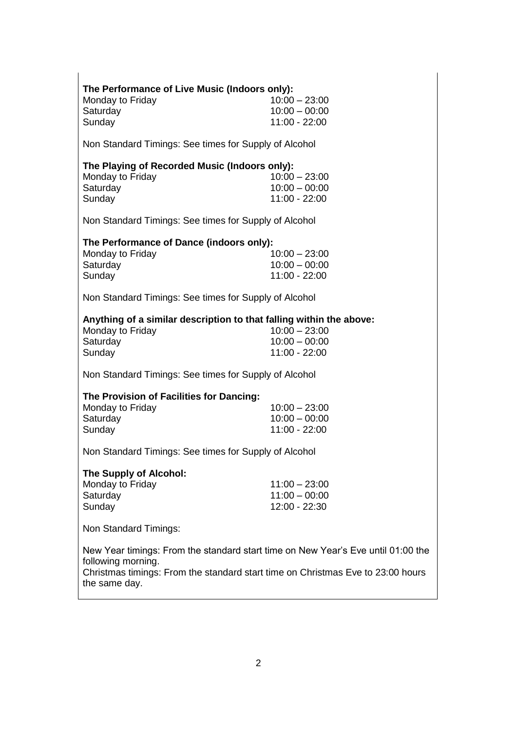**The Performance of Live Music (Indoors only):**

| | |
|---|---|
| Monday to Friday | 10:00 – 23:00 |
| Saturday | 10:00 – 00:00 |
| Sunday | 11:00 - 22:00 |

Non Standard Timings: See times for Supply of Alcohol

**The Playing of Recorded Music (Indoors only):**

| | |
|---|---|
| Monday to Friday | 10:00 – 23:00 |
| Saturday | 10:00 – 00:00 |
| Sunday | 11:00 - 22:00 |

Non Standard Timings: See times for Supply of Alcohol

**The Performance of Dance (indoors only):**

| | |
|---|---|
| Monday to Friday | 10:00 – 23:00 |
| Saturday | 10:00 – 00:00 |
| Sunday | 11:00 - 22:00 |

Non Standard Timings: See times for Supply of Alcohol

**Anything of a similar description to that falling within the above:**

| | |
|---|---|
| Monday to Friday | 10:00 – 23:00 |
| Saturday | 10:00 – 00:00 |
| Sunday | 11:00 - 22:00 |

Non Standard Timings: See times for Supply of Alcohol

**The Provision of Facilities for Dancing:**

| | |
|---|---|
| Monday to Friday | 10:00 – 23:00 |
| Saturday | 10:00 – 00:00 |
| Sunday | 11:00 - 22:00 |

Non Standard Timings: See times for Supply of Alcohol

**The Supply of Alcohol:**

| | |
|---|---|
| Monday to Friday | 11:00 – 23:00 |
| Saturday | 11:00 – 00:00 |
| Sunday | 12:00 - 22:30 |

Non Standard Timings:

New Year timings: From the standard start time on New Year's Eve until 01:00 the following morning.
Christmas timings: From the standard start time on Christmas Eve to 23:00 hours the same day.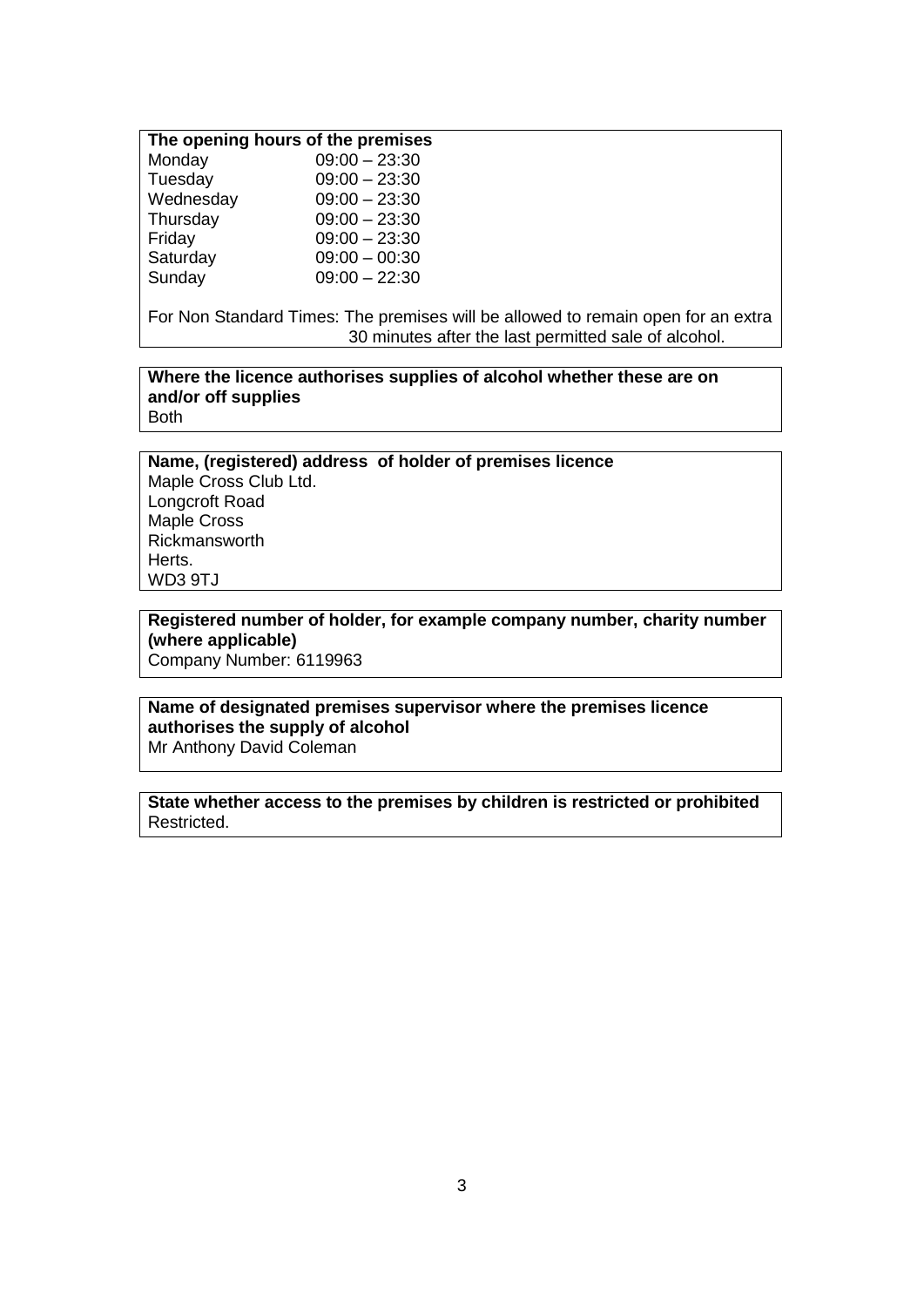**The opening hours of the premises**

| | |
|---|---|
| Monday | 09:00 – 23:30 |
| Tuesday | 09:00 – 23:30 |
| Wednesday | 09:00 – 23:30 |
| Thursday | 09:00 – 23:30 |
| Friday | 09:00 – 23:30 |
| Saturday | 09:00 – 00:30 |
| Sunday | 09:00 – 22:30 |

For Non Standard Times: The premises will be allowed to remain open for an extra 30 minutes after the last permitted sale of alcohol.

**Where the licence authorises supplies of alcohol whether these are on and/or off supplies**

Both

**Name, (registered) address of holder of premises licence**

Maple Cross Club Ltd.
Longcroft Road
Maple Cross
Rickmansworth
Herts.
WD3 9TJ

**Registered number of holder, for example company number, charity number (where applicable)**

Company Number: 6119963

**Name of designated premises supervisor where the premises licence authorises the supply of alcohol**

Mr Anthony David Coleman

**State whether access to the premises by children is restricted or prohibited**

Restricted.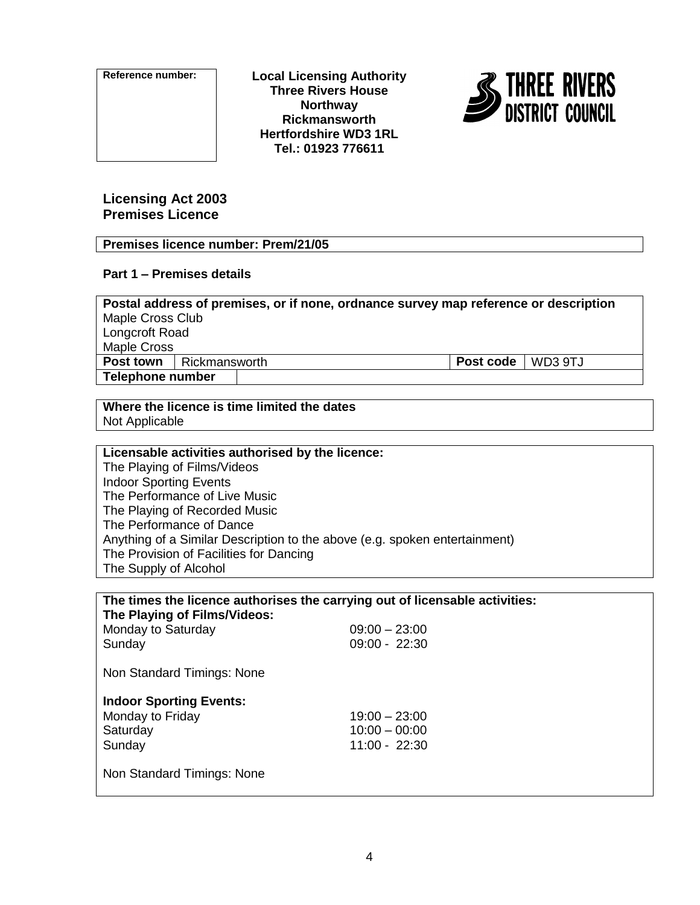| Reference number: |
| --- |
| |

**Local Licensing Authority**
**Three Rivers House**
**Northway**
**Rickmansworth**
**Hertfordshire WD3 1RL**
**Tel.: 01923 776611**

THREE RIVERS DISTRICT COUNCIL

## Licensing Act 2003
## Premises Licence

**Premises licence number: Prem/21/05**

### Part 1 – Premises details

| **Postal address of premises, or if none, ordnance survey map reference or description** | | | |
| --- | --- | --- | --- |
| Maple Cross Club<br>Longcroft Road<br>Maple Cross | | | |
| **Post town** | Rickmansworth | **Post code** | WD3 9TJ |
| **Telephone number** | | | |

**Where the licence is time limited the dates**
Not Applicable

**Licensable activities authorised by the licence:**
The Playing of Films/Videos
Indoor Sporting Events
The Performance of Live Music
The Playing of Recorded Music
The Performance of Dance
Anything of a Similar Description to the above (e.g. spoken entertainment)
The Provision of Facilities for Dancing
The Supply of Alcohol

**The times the licence authorises the carrying out of licensable activities:**

**The Playing of Films/Videos:**

| | |
| --- | --- |
| Monday to Saturday | 09:00 – 23:00 |
| Sunday | 09:00 - 22:30 |

Non Standard Timings: None

**Indoor Sporting Events:**

| | |
| --- | --- |
| Monday to Friday | 19:00 – 23:00 |
| Saturday | 10:00 – 00:00 |
| Sunday | 11:00 - 22:30 |

Non Standard Timings: None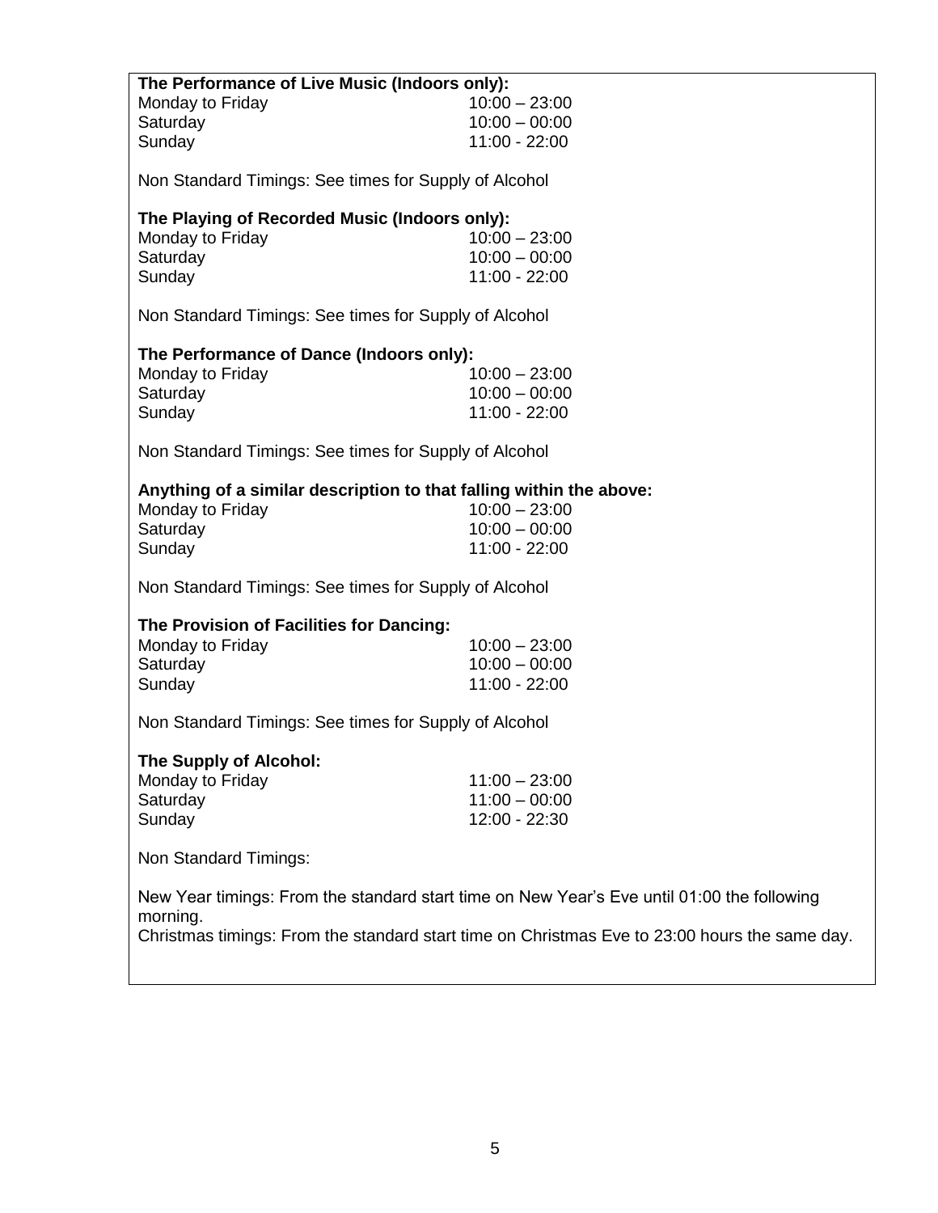**The Performance of Live Music (Indoors only):**

| | |
|---|---|
| Monday to Friday | 10:00 – 23:00 |
| Saturday | 10:00 – 00:00 |
| Sunday | 11:00 - 22:00 |

Non Standard Timings: See times for Supply of Alcohol

**The Playing of Recorded Music (Indoors only):**

| | |
|---|---|
| Monday to Friday | 10:00 – 23:00 |
| Saturday | 10:00 – 00:00 |
| Sunday | 11:00 - 22:00 |

Non Standard Timings: See times for Supply of Alcohol

**The Performance of Dance (Indoors only):**

| | |
|---|---|
| Monday to Friday | 10:00 – 23:00 |
| Saturday | 10:00 – 00:00 |
| Sunday | 11:00 - 22:00 |

Non Standard Timings: See times for Supply of Alcohol

**Anything of a similar description to that falling within the above:**

| | |
|---|---|
| Monday to Friday | 10:00 – 23:00 |
| Saturday | 10:00 – 00:00 |
| Sunday | 11:00 - 22:00 |

Non Standard Timings: See times for Supply of Alcohol

**The Provision of Facilities for Dancing:**

| | |
|---|---|
| Monday to Friday | 10:00 – 23:00 |
| Saturday | 10:00 – 00:00 |
| Sunday | 11:00 - 22:00 |

Non Standard Timings: See times for Supply of Alcohol

**The Supply of Alcohol:**

| | |
|---|---|
| Monday to Friday | 11:00 – 23:00 |
| Saturday | 11:00 – 00:00 |
| Sunday | 12:00 - 22:30 |

Non Standard Timings:

New Year timings: From the standard start time on New Year's Eve until 01:00 the following morning.
Christmas timings: From the standard start time on Christmas Eve to 23:00 hours the same day.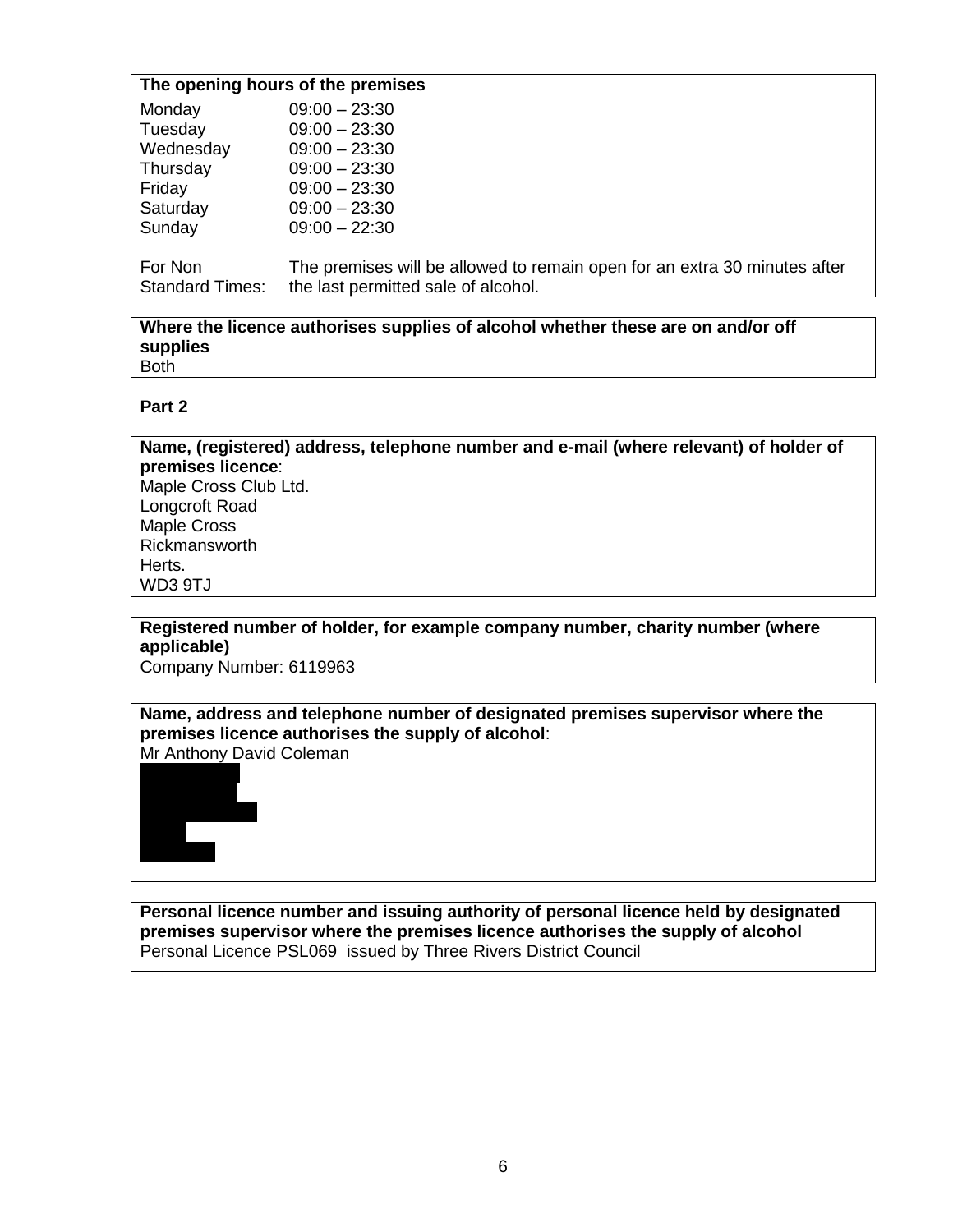**The opening hours of the premises**

| | |
|---|---|
| Monday | 09:00 – 23:30 |
| Tuesday | 09:00 – 23:30 |
| Wednesday | 09:00 – 23:30 |
| Thursday | 09:00 – 23:30 |
| Friday | 09:00 – 23:30 |
| Saturday | 09:00 – 23:30 |
| Sunday | 09:00 – 22:30 |
| For Non Standard Times: | The premises will be allowed to remain open for an extra 30 minutes after the last permitted sale of alcohol. |

**Where the licence authorises supplies of alcohol whether these are on and/or off supplies**

Both

**Part 2**

**Name, (registered) address, telephone number and e-mail (where relevant) of holder of premises licence**:

Maple Cross Club Ltd.
Longcroft Road
Maple Cross
Rickmansworth
Herts.
WD3 9TJ

**Registered number of holder, for example company number, charity number (where applicable)**

Company Number: 6119963

**Name, address and telephone number of designated premises supervisor where the premises licence authorises the supply of alcohol**:

Mr Anthony David Coleman

**Personal licence number and issuing authority of personal licence held by designated premises supervisor where the premises licence authorises the supply of alcohol**

Personal Licence PSL069 issued by Three Rivers District Council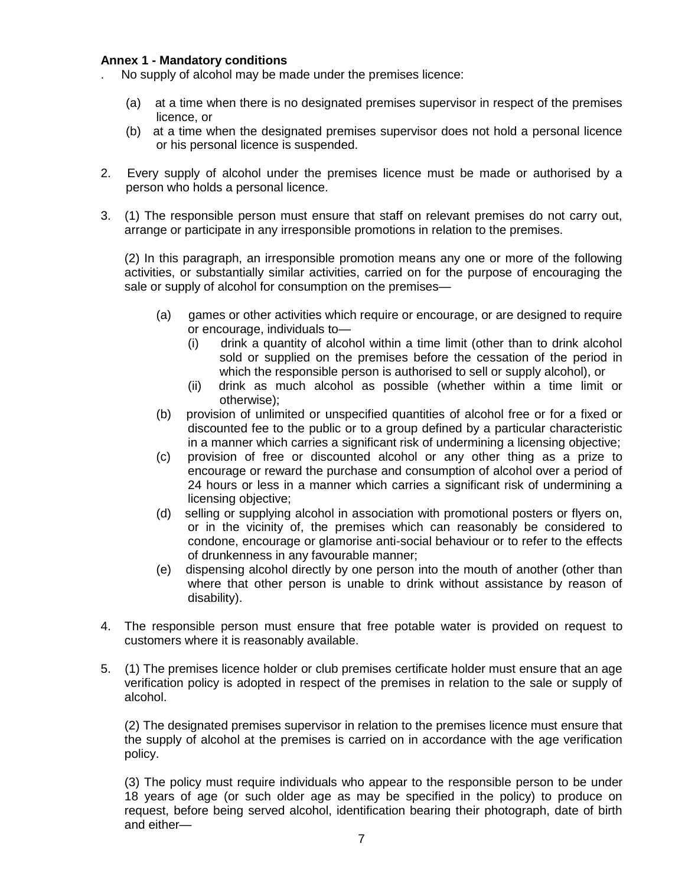**Annex 1 - Mandatory conditions**

. No supply of alcohol may be made under the premises licence:

(a) at a time when there is no designated premises supervisor in respect of the premises licence, or
(b) at a time when the designated premises supervisor does not hold a personal licence or his personal licence is suspended.

2. Every supply of alcohol under the premises licence must be made or authorised by a person who holds a personal licence.

3. (1) The responsible person must ensure that staff on relevant premises do not carry out, arrange or participate in any irresponsible promotions in relation to the premises.

   (2) In this paragraph, an irresponsible promotion means any one or more of the following activities, or substantially similar activities, carried on for the purpose of encouraging the sale or supply of alcohol for consumption on the premises—

   (a) games or other activities which require or encourage, or are designed to require or encourage, individuals to—
      (i) drink a quantity of alcohol within a time limit (other than to drink alcohol sold or supplied on the premises before the cessation of the period in which the responsible person is authorised to sell or supply alcohol), or
      (ii) drink as much alcohol as possible (whether within a time limit or otherwise);
   (b) provision of unlimited or unspecified quantities of alcohol free or for a fixed or discounted fee to the public or to a group defined by a particular characteristic in a manner which carries a significant risk of undermining a licensing objective;
   (c) provision of free or discounted alcohol or any other thing as a prize to encourage or reward the purchase and consumption of alcohol over a period of 24 hours or less in a manner which carries a significant risk of undermining a licensing objective;
   (d) selling or supplying alcohol in association with promotional posters or flyers on, or in the vicinity of, the premises which can reasonably be considered to condone, encourage or glamorise anti-social behaviour or to refer to the effects of drunkenness in any favourable manner;
   (e) dispensing alcohol directly by one person into the mouth of another (other than where that other person is unable to drink without assistance by reason of disability).

4. The responsible person must ensure that free potable water is provided on request to customers where it is reasonably available.

5. (1) The premises licence holder or club premises certificate holder must ensure that an age verification policy is adopted in respect of the premises in relation to the sale or supply of alcohol.

   (2) The designated premises supervisor in relation to the premises licence must ensure that the supply of alcohol at the premises is carried on in accordance with the age verification policy.

   (3) The policy must require individuals who appear to the responsible person to be under 18 years of age (or such older age as may be specified in the policy) to produce on request, before being served alcohol, identification bearing their photograph, date of birth and either—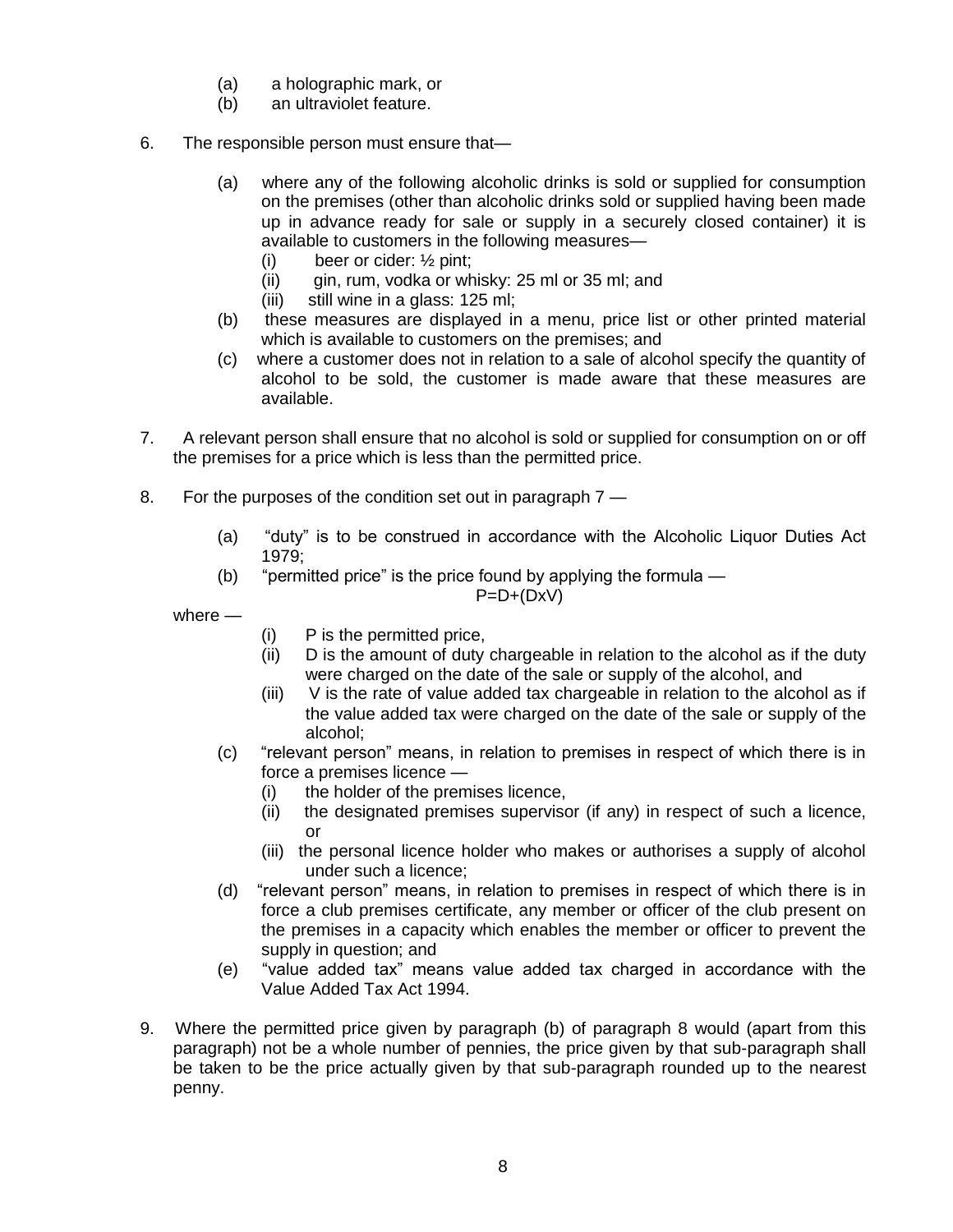(a) a holographic mark, or
(b) an ultraviolet feature.

6. The responsible person must ensure that—

   (a) where any of the following alcoholic drinks is sold or supplied for consumption on the premises (other than alcoholic drinks sold or supplied having been made up in advance ready for sale or supply in a securely closed container) it is available to customers in the following measures—
      (i) beer or cider: ½ pint;
      (ii) gin, rum, vodka or whisky: 25 ml or 35 ml; and
      (iii) still wine in a glass: 125 ml;
   (b) these measures are displayed in a menu, price list or other printed material which is available to customers on the premises; and
   (c) where a customer does not in relation to a sale of alcohol specify the quantity of alcohol to be sold, the customer is made aware that these measures are available.

7. A relevant person shall ensure that no alcohol is sold or supplied for consumption on or off the premises for a price which is less than the permitted price.

8. For the purposes of the condition set out in paragraph 7 —

   (a) "duty" is to be construed in accordance with the Alcoholic Liquor Duties Act 1979;
   (b) "permitted price" is the price found by applying the formula —

$$P=D+(DxV)$$

   where —
      (i) P is the permitted price,
      (ii) D is the amount of duty chargeable in relation to the alcohol as if the duty were charged on the date of the sale or supply of the alcohol, and
      (iii) V is the rate of value added tax chargeable in relation to the alcohol as if the value added tax were charged on the date of the sale or supply of the alcohol;
   (c) "relevant person" means, in relation to premises in respect of which there is in force a premises licence —
      (i) the holder of the premises licence,
      (ii) the designated premises supervisor (if any) in respect of such a licence, or
      (iii) the personal licence holder who makes or authorises a supply of alcohol under such a licence;
   (d) "relevant person" means, in relation to premises in respect of which there is in force a club premises certificate, any member or officer of the club present on the premises in a capacity which enables the member or officer to prevent the supply in question; and
   (e) "value added tax" means value added tax charged in accordance with the Value Added Tax Act 1994.

9. Where the permitted price given by paragraph (b) of paragraph 8 would (apart from this paragraph) not be a whole number of pennies, the price given by that sub-paragraph shall be taken to be the price actually given by that sub-paragraph rounded up to the nearest penny.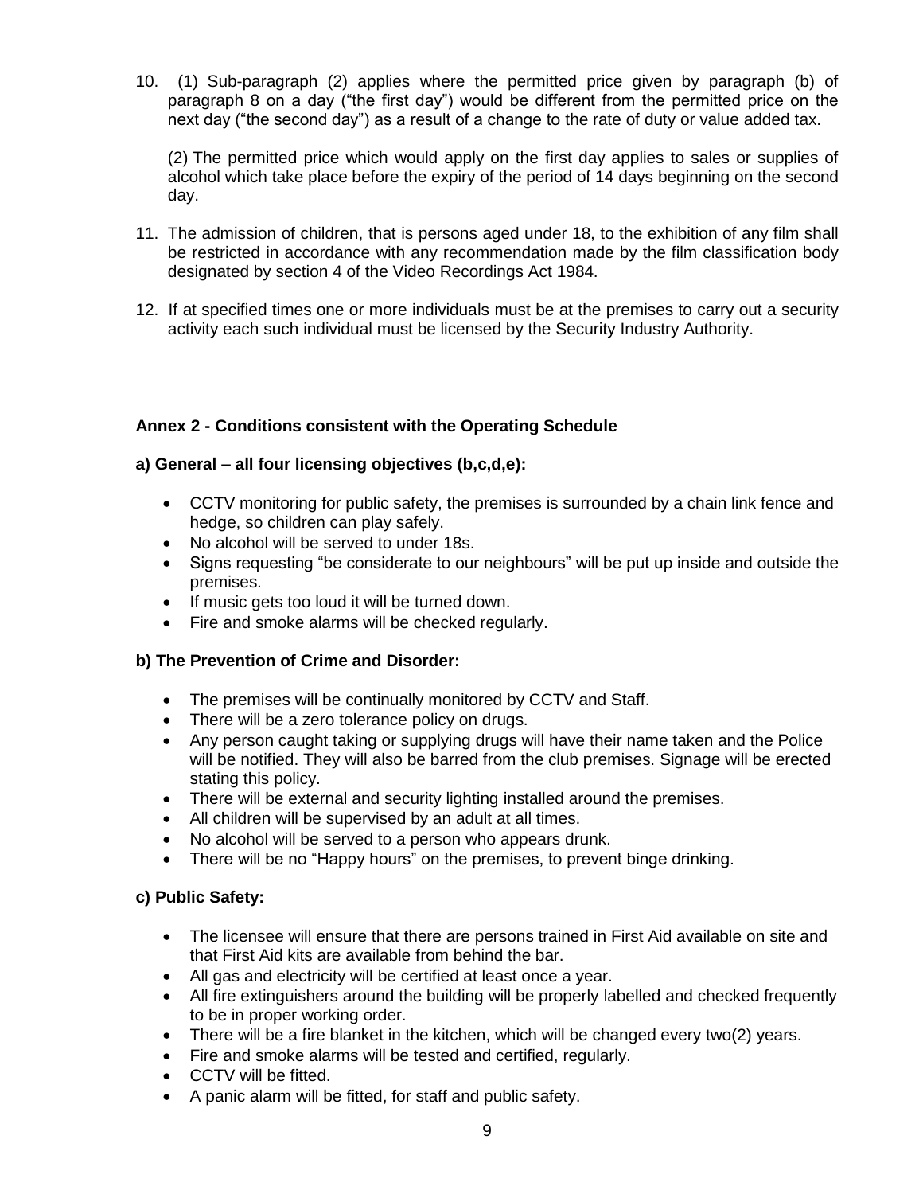10. (1) Sub-paragraph (2) applies where the permitted price given by paragraph (b) of paragraph 8 on a day ("the first day") would be different from the permitted price on the next day ("the second day") as a result of a change to the rate of duty or value added tax.

    (2) The permitted price which would apply on the first day applies to sales or supplies of alcohol which take place before the expiry of the period of 14 days beginning on the second day.

11. The admission of children, that is persons aged under 18, to the exhibition of any film shall be restricted in accordance with any recommendation made by the film classification body designated by section 4 of the Video Recordings Act 1984.

12. If at specified times one or more individuals must be at the premises to carry out a security activity each such individual must be licensed by the Security Industry Authority.

## Annex 2 - Conditions consistent with the Operating Schedule

### a) General – all four licensing objectives (b,c,d,e):

- CCTV monitoring for public safety, the premises is surrounded by a chain link fence and hedge, so children can play safely.
- No alcohol will be served to under 18s.
- Signs requesting "be considerate to our neighbours" will be put up inside and outside the premises.
- If music gets too loud it will be turned down.
- Fire and smoke alarms will be checked regularly.

### b) The Prevention of Crime and Disorder:

- The premises will be continually monitored by CCTV and Staff.
- There will be a zero tolerance policy on drugs.
- Any person caught taking or supplying drugs will have their name taken and the Police will be notified. They will also be barred from the club premises. Signage will be erected stating this policy.
- There will be external and security lighting installed around the premises.
- All children will be supervised by an adult at all times.
- No alcohol will be served to a person who appears drunk.
- There will be no "Happy hours" on the premises, to prevent binge drinking.

### c) Public Safety:

- The licensee will ensure that there are persons trained in First Aid available on site and that First Aid kits are available from behind the bar.
- All gas and electricity will be certified at least once a year.
- All fire extinguishers around the building will be properly labelled and checked frequently to be in proper working order.
- There will be a fire blanket in the kitchen, which will be changed every two(2) years.
- Fire and smoke alarms will be tested and certified, regularly.
- CCTV will be fitted.
- A panic alarm will be fitted, for staff and public safety.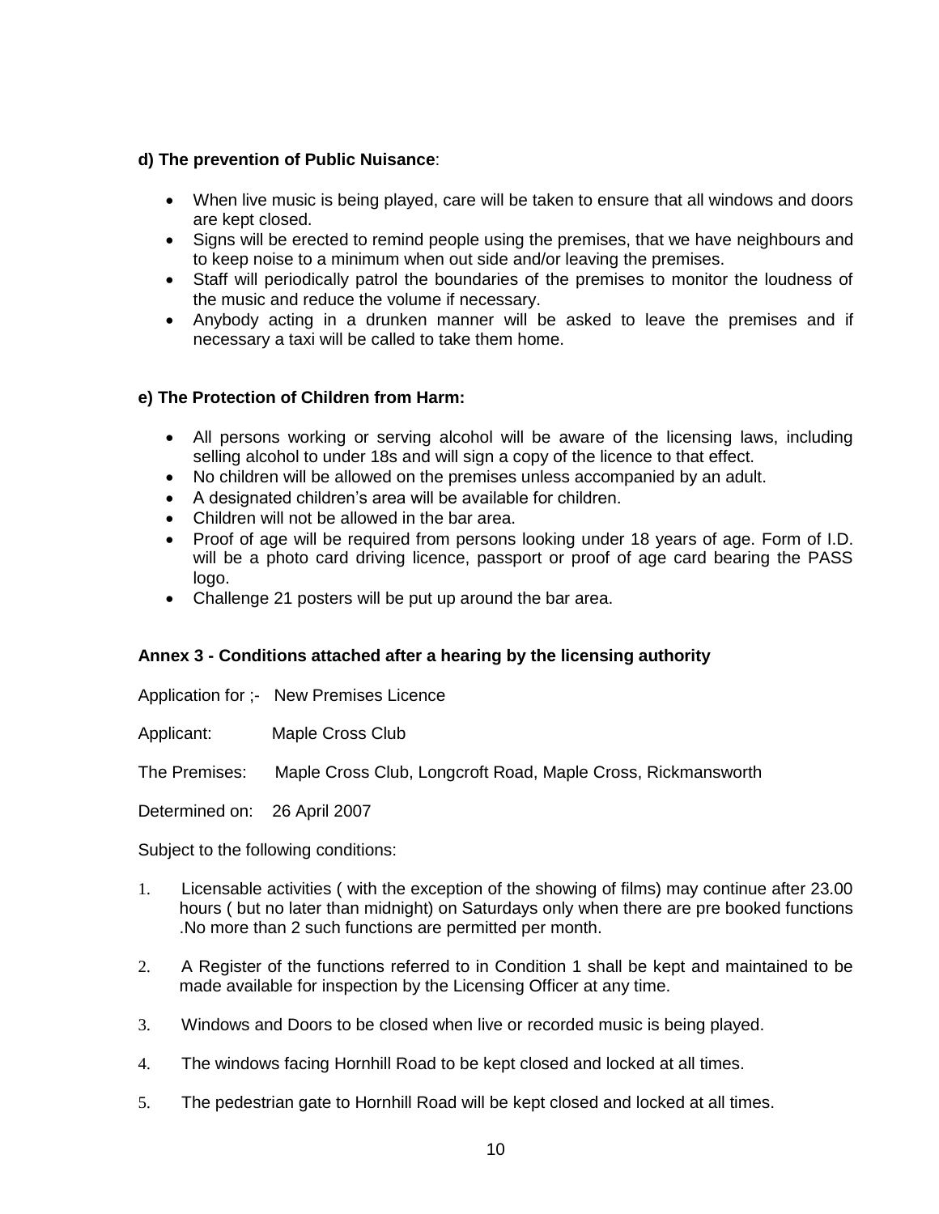**d) The prevention of Public Nuisance**:

- When live music is being played, care will be taken to ensure that all windows and doors are kept closed.
- Signs will be erected to remind people using the premises, that we have neighbours and to keep noise to a minimum when out side and/or leaving the premises.
- Staff will periodically patrol the boundaries of the premises to monitor the loudness of the music and reduce the volume if necessary.
- Anybody acting in a drunken manner will be asked to leave the premises and if necessary a taxi will be called to take them home.

**e) The Protection of Children from Harm:**

- All persons working or serving alcohol will be aware of the licensing laws, including selling alcohol to under 18s and will sign a copy of the licence to that effect.
- No children will be allowed on the premises unless accompanied by an adult.
- A designated children's area will be available for children.
- Children will not be allowed in the bar area.
- Proof of age will be required from persons looking under 18 years of age. Form of I.D. will be a photo card driving licence, passport or proof of age card bearing the PASS logo.
- Challenge 21 posters will be put up around the bar area.

**Annex 3 - Conditions attached after a hearing by the licensing authority**

Application for ;- New Premises Licence

Applicant: Maple Cross Club

The Premises: Maple Cross Club, Longcroft Road, Maple Cross, Rickmansworth

Determined on: 26 April 2007

Subject to the following conditions:

1. Licensable activities ( with the exception of the showing of films) may continue after 23.00 hours ( but no later than midnight) on Saturdays only when there are pre booked functions .No more than 2 such functions are permitted per month.

2. A Register of the functions referred to in Condition 1 shall be kept and maintained to be made available for inspection by the Licensing Officer at any time.

3. Windows and Doors to be closed when live or recorded music is being played.

4. The windows facing Hornhill Road to be kept closed and locked at all times.

5. The pedestrian gate to Hornhill Road will be kept closed and locked at all times.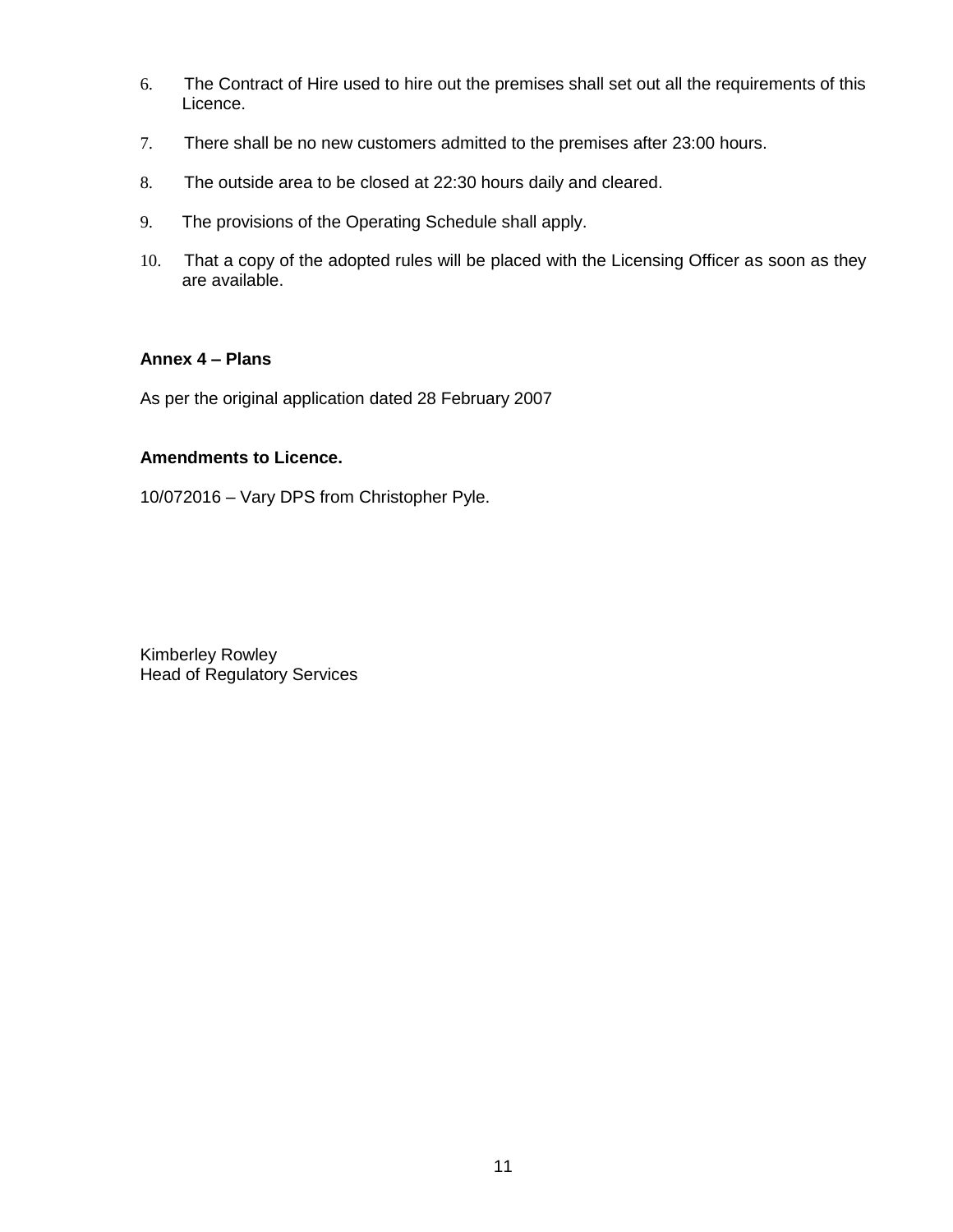6. The Contract of Hire used to hire out the premises shall set out all the requirements of this Licence.

7. There shall be no new customers admitted to the premises after 23:00 hours.

8. The outside area to be closed at 22:30 hours daily and cleared.

9. The provisions of the Operating Schedule shall apply.

10. That a copy of the adopted rules will be placed with the Licensing Officer as soon as they are available.

**Annex 4 – Plans**

As per the original application dated 28 February 2007

**Amendments to Licence.**

10/072016 – Vary DPS from Christopher Pyle.

Kimberley Rowley
Head of Regulatory Services